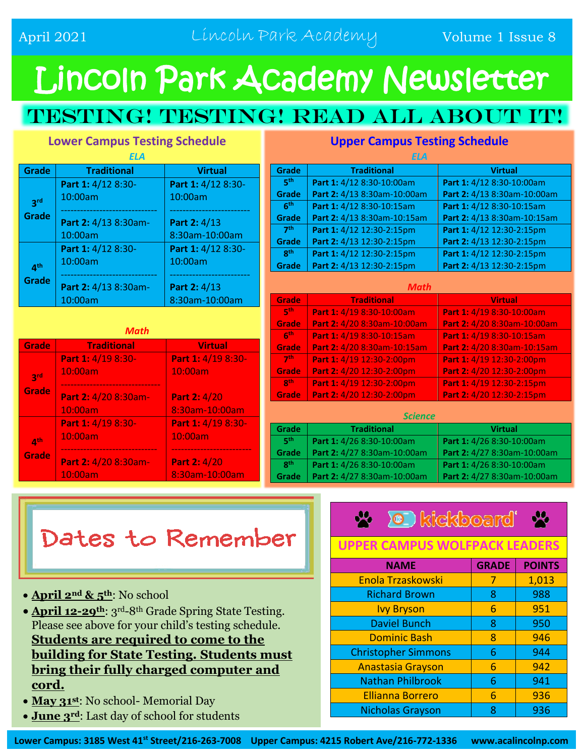# Lincoln Park Academy Newsletter

April 2021 — Lincoln Park Academy — Volume 1 Issue 8

## TESTING! TESTING! READ ALL ABOUT IT!

### Lower Campus Testing Schedule

*ELA*

| Grade | Traditional | Virtual |
|---|---|---|
| 3rd Grade | **Part 1:** 4/12 8:30-10:00am<br>**Part 2:** 4/13 8:30am-10:00am | **Part 1:** 4/12 8:30-10:00am<br>**Part 2:** 4/13 8:30am-10:00am |
| 4th Grade | **Part 1:** 4/12 8:30-10:00am<br>**Part 2:** 4/13 8:30am-10:00am | **Part 1:** 4/12 8:30-10:00am<br>**Part 2:** 4/13 8:30am-10:00am |

*Math*

| Grade | Traditional | Virtual |
|---|---|---|
| 3rd Grade | **Part 1:** 4/19 8:30-10:00am<br>**Part 2:** 4/20 8:30am-10:00am | **Part 1:** 4/19 8:30-10:00am<br>**Part 2:** 4/20 8:30am-10:00am |
| 4th Grade | **Part 1:** 4/19 8:30-10:00am<br>**Part 2:** 4/20 8:30am-10:00am | **Part 1:** 4/19 8:30-10:00am<br>**Part 2:** 4/20 8:30am-10:00am |

### Upper Campus Testing Schedule

*ELA*

| Grade | Traditional | Virtual |
|---|---|---|
| 5th Grade | **Part 1:** 4/12 8:30-10:00am<br>**Part 2:** 4/13 8:30am-10:00am | **Part 1:** 4/12 8:30-10:00am<br>**Part 2:** 4/13 8:30am-10:00am |
| 6th Grade | **Part 1:** 4/12 8:30-10:15am<br>**Part 2:** 4/13 8:30am-10:15am | **Part 1:** 4/12 8:30-10:15am<br>**Part 2:** 4/13 8:30am-10:15am |
| 7th Grade | **Part 1:** 4/12 12:30-2:15pm<br>**Part 2:** 4/13 12:30-2:15pm | **Part 1:** 4/12 12:30-2:15pm<br>**Part 2:** 4/13 12:30-2:15pm |
| 8th Grade | **Part 1:** 4/12 12:30-2:15pm<br>**Part 2:** 4/13 12:30-2:15pm | **Part 1:** 4/12 12:30-2:15pm<br>**Part 2:** 4/13 12:30-2:15pm |

*Math*

| Grade | Traditional | Virtual |
|---|---|---|
| 5th Grade | **Part 1:** 4/19 8:30-10:00am<br>**Part 2:** 4/20 8:30am-10:00am | **Part 1:** 4/19 8:30-10:00am<br>**Part 2:** 4/20 8:30am-10:00am |
| 6th Grade | **Part 1:** 4/19 8:30-10:15am<br>**Part 2:** 4/20 8:30am-10:15am | **Part 1:** 4/19 8:30-10:15am<br>**Part 2:** 4/20 8:30am-10:15am |
| 7th Grade | **Part 1:** 4/19 12:30-2:00pm<br>**Part 2:** 4/20 12:30-2:00pm | **Part 1:** 4/19 12:30-2:00pm<br>**Part 2:** 4/20 12:30-2:00pm |
| 8th Grade | **Part 1:** 4/19 12:30-2:00pm<br>**Part 2:** 4/20 12:30-2:00pm | **Part 1:** 4/19 12:30-2:15pm<br>**Part 2:** 4/20 12:30-2:15pm |

*Science*

| Grade | Traditional | Virtual |
|---|---|---|
| 5th Grade | **Part 1:** 4/26 8:30-10:00am<br>**Part 2:** 4/27 8:30am-10:00am | **Part 1:** 4/26 8:30-10:00am<br>**Part 2:** 4/27 8:30am-10:00am |
| 8th Grade | **Part 1:** 4/26 8:30-10:00am<br>**Part 2:** 4/27 8:30am-10:00am | **Part 1:** 4/26 8:30-10:00am<br>**Part 2:** 4/27 8:30am-10:00am |

## Dates to Remember

- **April 2nd & 5th**: No school
- **April 12-29th**: 3rd-8th Grade Spring State Testing. Please see above for your child's testing schedule. **Students are required to come to the building for State Testing. Students must bring their fully charged computer and cord.**
- **May 31st**: No school- Memorial Day
- **June 3rd**: Last day of school for students

## kickboard

### UPPER CAMPUS WOLFPACK LEADERS

| NAME | GRADE | POINTS |
|---|---|---|
| Enola Trzaskowski | 7 | 1,013 |
| Richard Brown | 8 | 988 |
| Ivy Bryson | 6 | 951 |
| Daviel Bunch | 8 | 950 |
| Dominic Bash | 8 | 946 |
| Christopher Simmons | 6 | 944 |
| Anastasia Grayson | 6 | 942 |
| Nathan Philbrook | 6 | 941 |
| Ellianna Borrero | 6 | 936 |
| Nicholas Grayson | 8 | 936 |

Lower Campus: 3185 West 41st Street/216-263-7008 Upper Campus: 4215 Robert Ave/216-772-1336 www.acalincolnp.com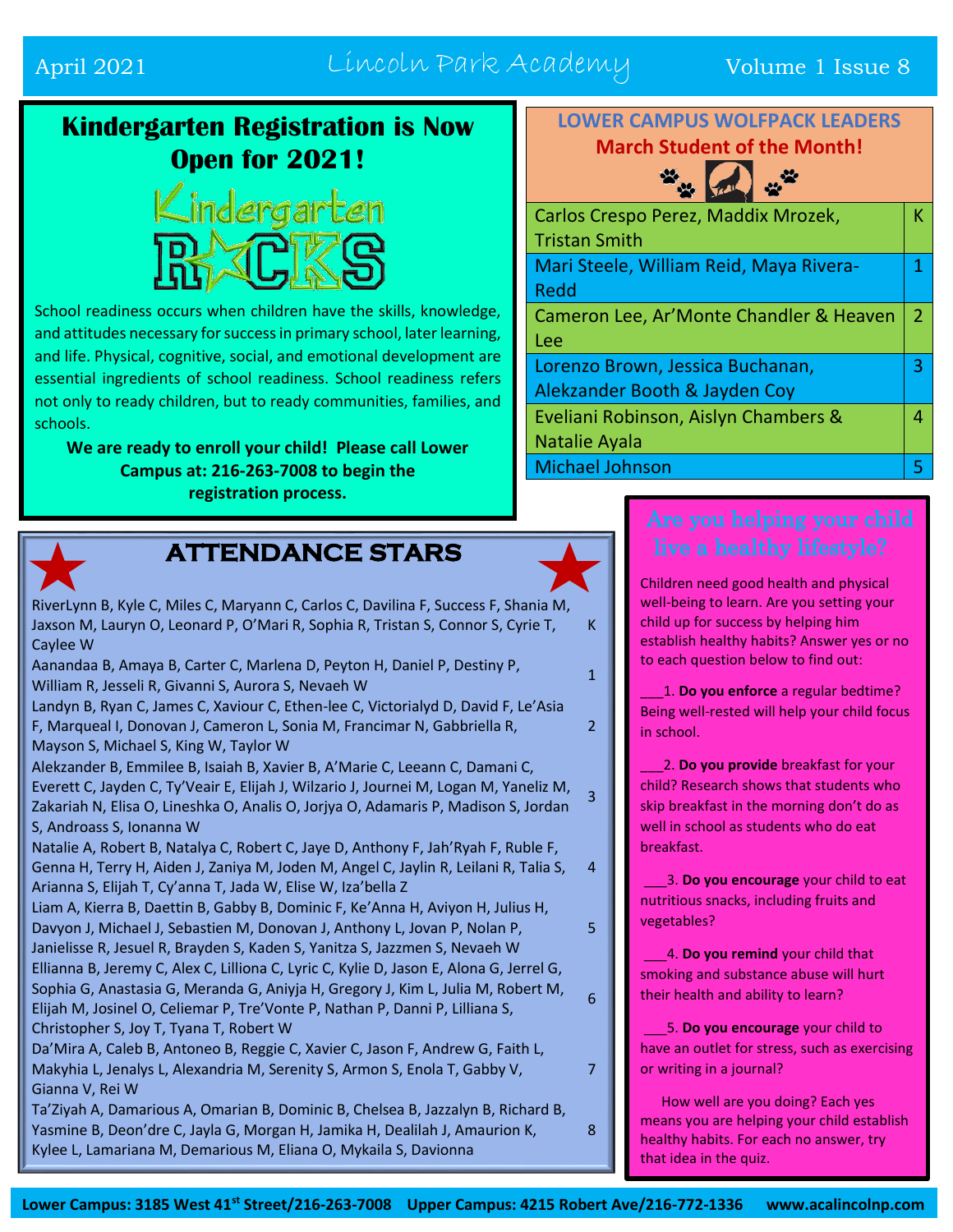# Kindergarten Registration is Now Open for 2021!

Kindergarten ROCKS

School readiness occurs when children have the skills, knowledge, and attitudes necessary for success in primary school, later learning, and life. Physical, cognitive, social, and emotional development are essential ingredients of school readiness. School readiness refers not only to ready children, but to ready communities, families, and schools.

**We are ready to enroll your child! Please call Lower Campus at: 216-263-7008 to begin the registration process.**

## LOWER CAMPUS WOLFPACK LEADERS

**March Student of the Month!**

| | |
|---|---|
| Carlos Crespo Perez, Maddix Mrozek, Tristan Smith | K |
| Mari Steele, William Reid, Maya Rivera-Redd | 1 |
| Cameron Lee, Ar'Monte Chandler & Heaven Lee | 2 |
| Lorenzo Brown, Jessica Buchanan, Alekzander Booth & Jayden Coy | 3 |
| Eveliani Robinson, Aislyn Chambers & Natalie Ayala | 4 |
| Michael Johnson | 5 |

## ATTENDANCE STARS

| | |
|---|---|
| RiverLynn B, Kyle C, Miles C, Maryann C, Carlos C, Davilina F, Success F, Shania M, Jaxson M, Lauryn O, Leonard P, O'Mari R, Sophia R, Tristan S, Connor S, Cyrie T, Caylee W | K |
| Aanandaa B, Amaya B, Carter C, Marlena D, Peyton H, Daniel P, Destiny P, William R, Jesseli R, Givanni S, Aurora S, Nevaeh W | 1 |
| Landyn B, Ryan C, James C, Xaviour C, Ethen-lee C, Victorialyd D, David F, Le'Asia F, Marqueal I, Donovan J, Cameron L, Sonia M, Francimar N, Gabbriella R, Mayson S, Michael S, King W, Taylor W | 2 |
| Alekzander B, Emmilee B, Isaiah B, Xavier B, A'Marie C, Leeann C, Damani C, Everett C, Jayden C, Ty'Veair E, Elijah J, Wilzario J, Journei M, Logan M, Yaneliz M, Zakariah N, Elisa O, Lineshka O, Analis O, Jorjya O, Adamaris P, Madison S, Jordan S, Androass S, Ionanna W | 3 |
| Natalie A, Robert B, Natalya C, Robert C, Jaye D, Anthony F, Jah'Ryah F, Ruble F, Genna H, Terry H, Aiden J, Zaniya M, Joden M, Angel C, Jaylin R, Leilani R, Talia S, Arianna S, Elijah T, Cy'anna T, Jada W, Elise W, Iza'bella Z | 4 |
| Liam A, Kierra B, Daettin B, Gabby B, Dominic F, Ke'Anna H, Aviyon H, Julius H, Davyon J, Michael J, Sebastien M, Donovan J, Anthony L, Jovan P, Nolan P, Janielisse R, Jesuel R, Brayden S, Kaden S, Yanitza S, Jazzmen S, Nevaeh W | 5 |
| Ellianna B, Jeremy C, Alex C, Lilliona C, Lyric C, Kylie D, Jason E, Alona G, Jerrel G, Sophia G, Anastasia G, Meranda G, Aniyja H, Gregory J, Kim L, Julia M, Robert M, Elijah M, Josinel O, Celiemar P, Tre'Vonte P, Nathan P, Danni P, Lilliana S, Christopher S, Joy T, Tyana T, Robert W | 6 |
| Da'Mira A, Caleb B, Antoneo B, Reggie C, Xavier C, Jason F, Andrew G, Faith L, Makyhia L, Jenalys L, Alexandria M, Serenity S, Armon S, Enola T, Gabby V, Gianna V, Rei W | 7 |
| Ta'Ziyah A, Damarious A, Omarian B, Dominic B, Chelsea B, Jazzalyn B, Richard B, Yasmine B, Deon'dre C, Jayla G, Morgan H, Jamika H, Dealilah J, Amaurion K, Kylee L, Lamariana M, Demarious M, Eliana O, Mykaila S, Davionna | 8 |

## Are you helping your child live a healthy lifestyle?

Children need good health and physical well-being to learn. Are you setting your child up for success by helping him establish healthy habits? Answer yes or no to each question below to find out:

___1. **Do you enforce** a regular bedtime? Being well-rested will help your child focus in school.

___2. **Do you provide** breakfast for your child? Research shows that students who skip breakfast in the morning don't do as well in school as students who do eat breakfast.

___3. **Do you encourage** your child to eat nutritious snacks, including fruits and vegetables?

___4. **Do you remind** your child that smoking and substance abuse will hurt their health and ability to learn?

___5. **Do you encourage** your child to have an outlet for stress, such as exercising or writing in a journal?

How well are you doing? Each yes means you are helping your child establish healthy habits. For each no answer, try that idea in the quiz.

**Lower Campus: 3185 West 41st Street/216-263-7008 Upper Campus: 4215 Robert Ave/216-772-1336 www.acalincolnp.com**